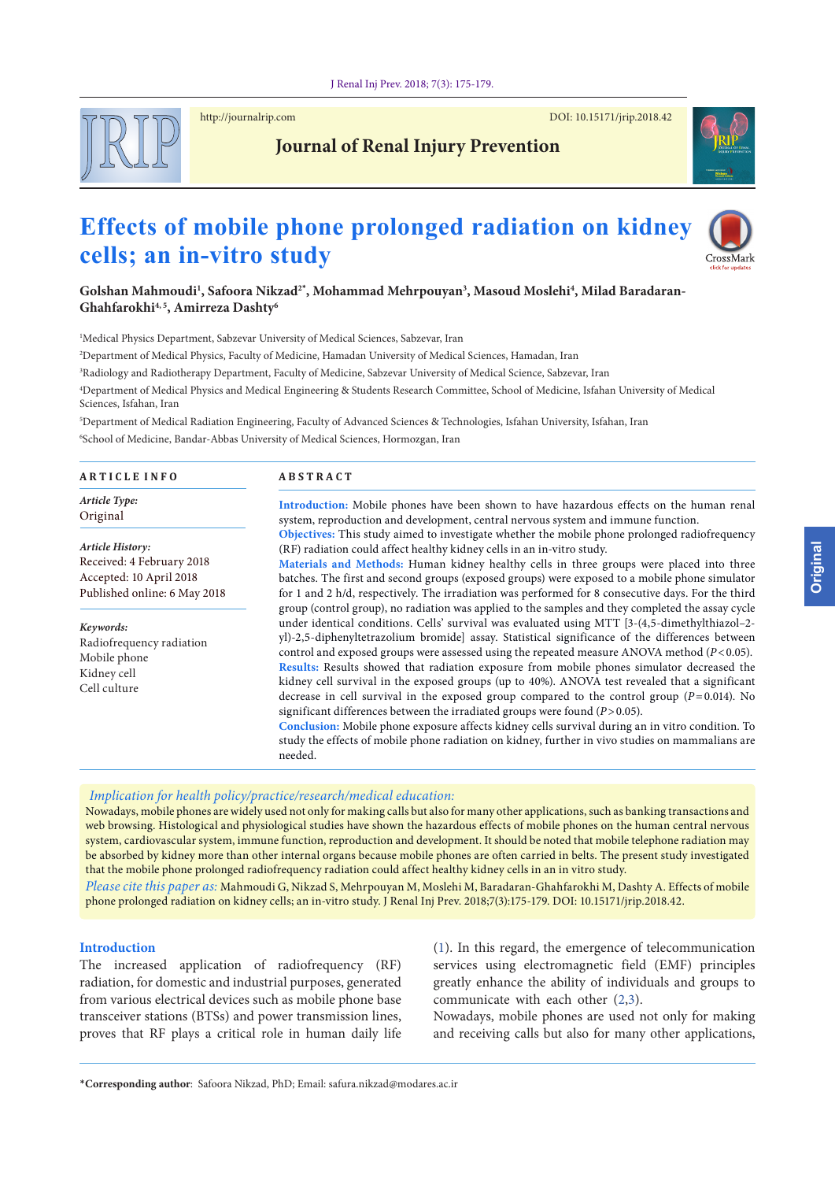Journal of Renal Injury Prevention

http://journalrip.com DOI: 10.15171/jrip.2018.42

# Effects of mobile phone prolonged radiation on kidney cells; an in-vitro study

**Golshan Mahmoudi[1], Safoora Nikzad[2*], Mohammad Mehrpouyan[3], Masoud Moslehi[4], Milad Baradaran-Ghahfarokhi[4, 5], Amirreza Dashty[6]**

[1]Medical Physics Department, Sabzevar University of Medical Sciences, Sabzevar, Iran

[2]Department of Medical Physics, Faculty of Medicine, Hamadan University of Medical Sciences, Hamadan, Iran

[3]Radiology and Radiotherapy Department, Faculty of Medicine, Sabzevar University of Medical Science, Sabzevar, Iran

[4]Department of Medical Physics and Medical Engineering & Students Research Committee, School of Medicine, Isfahan University of Medical Sciences, Isfahan, Iran

[5]Department of Medical Radiation Engineering, Faculty of Advanced Sciences & Technologies, Isfahan University, Isfahan, Iran

[6]School of Medicine, Bandar-Abbas University of Medical Sciences, Hormozgan, Iran

## ARTICLE INFO

*Article Type:*
Original

*Article History:*
Received: 4 February 2018
Accepted: 10 April 2018
Published online: 6 May 2018

*Keywords:*
Radiofrequency radiation
Mobile phone
Kidney cell
Cell culture

## ABSTRACT

**Introduction:** Mobile phones have been shown to have hazardous effects on the human renal system, reproduction and development, central nervous system and immune function.

**Objectives:** This study aimed to investigate whether the mobile phone prolonged radiofrequency (RF) radiation could affect healthy kidney cells in an in-vitro study.

**Materials and Methods:** Human kidney healthy cells in three groups were placed into three batches. The first and second groups (exposed groups) were exposed to a mobile phone simulator for 1 and 2 h/d, respectively. The irradiation was performed for 8 consecutive days. For the third group (control group), no radiation was applied to the samples and they completed the assay cycle under identical conditions. Cells' survival was evaluated using MTT [3-(4,5-dimethylthiazol-2-yl)-2,5-diphenyltetrazolium bromide] assay. Statistical significance of the differences between control and exposed groups were assessed using the repeated measure ANOVA method ($P < 0.05$).

**Results:** Results showed that radiation exposure from mobile phones simulator decreased the kidney cell survival in the exposed groups (up to 40%). ANOVA test revealed that a significant decrease in cell survival in the exposed group compared to the control group ($P = 0.014$). No significant differences between the irradiated groups were found ($P > 0.05$).

**Conclusion:** Mobile phone exposure affects kidney cells survival during an in vitro condition. To study the effects of mobile phone radiation on kidney, further in vivo studies on mammalians are needed.

*Implication for health policy/practice/research/medical education:*

Nowadays, mobile phones are widely used not only for making calls but also for many other applications, such as banking transactions and web browsing. Histological and physiological studies have shown the hazardous effects of mobile phones on the human central nervous system, cardiovascular system, immune function, reproduction and development. It should be noted that mobile telephone radiation may be absorbed by kidney more than other internal organs because mobile phones are often carried in belts. The present study investigated that the mobile phone prolonged radiofrequency radiation could affect healthy kidney cells in an in vitro study.

*Please cite this paper as:* Mahmoudi G, Nikzad S, Mehrpouyan M, Moslehi M, Baradaran-Ghahfarokhi M, Dashty A. Effects of mobile phone prolonged radiation on kidney cells; an in-vitro study. J Renal Inj Prev. 2018;7(3):175-179. DOI: 10.15171/jrip.2018.42.

## Introduction

The increased application of radiofrequency (RF) radiation, for domestic and industrial purposes, generated from various electrical devices such as mobile phone base transceiver stations (BTSs) and power transmission lines, proves that RF plays a critical role in human daily life (1). In this regard, the emergence of telecommunication services using electromagnetic field (EMF) principles greatly enhance the ability of individuals and groups to communicate with each other (2,3).

Nowadays, mobile phones are used not only for making and receiving calls but also for many other applications,

***Corresponding author**: Safoora Nikzad, PhD; Email: safura.nikzad@modares.ac.ir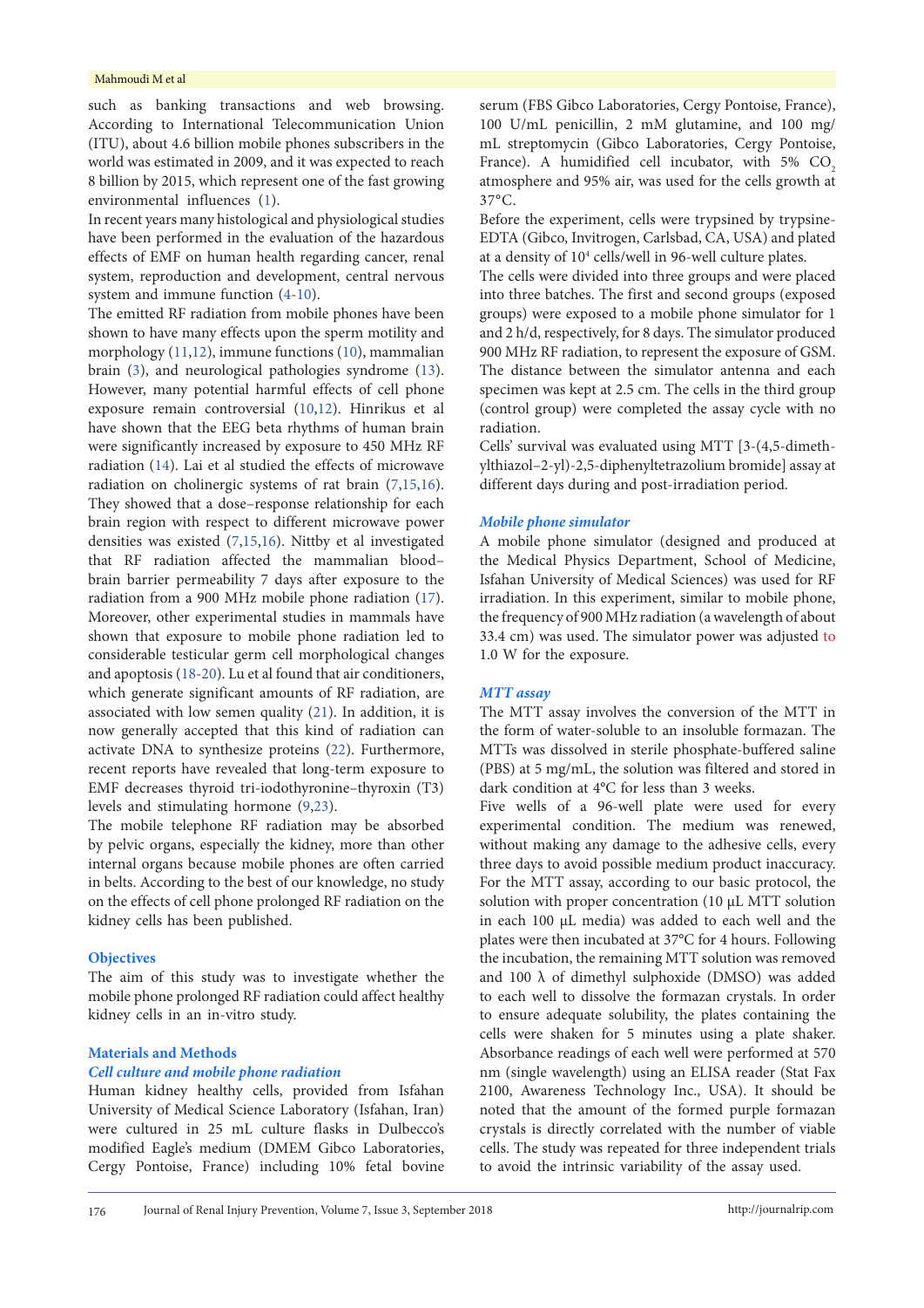such as banking transactions and web browsing. According to International Telecommunication Union (ITU), about 4.6 billion mobile phones subscribers in the world was estimated in 2009, and it was expected to reach 8 billion by 2015, which represent one of the fast growing environmental influences (1).

In recent years many histological and physiological studies have been performed in the evaluation of the hazardous effects of EMF on human health regarding cancer, renal system, reproduction and development, central nervous system and immune function (4-10).

The emitted RF radiation from mobile phones have been shown to have many effects upon the sperm motility and morphology (11,12), immune functions (10), mammalian brain (3), and neurological pathologies syndrome (13). However, many potential harmful effects of cell phone exposure remain controversial (10,12). Hinrikus et al have shown that the EEG beta rhythms of human brain were significantly increased by exposure to 450 MHz RF radiation (14). Lai et al studied the effects of microwave radiation on cholinergic systems of rat brain (7,15,16). They showed that a dose–response relationship for each brain region with respect to different microwave power densities was existed (7,15,16). Nittby et al investigated that RF radiation affected the mammalian blood–brain barrier permeability 7 days after exposure to the radiation from a 900 MHz mobile phone radiation (17). Moreover, other experimental studies in mammals have shown that exposure to mobile phone radiation led to considerable testicular germ cell morphological changes and apoptosis (18-20). Lu et al found that air conditioners, which generate significant amounts of RF radiation, are associated with low semen quality (21). In addition, it is now generally accepted that this kind of radiation can activate DNA to synthesize proteins (22). Furthermore, recent reports have revealed that long-term exposure to EMF decreases thyroid tri-iodothyronine–thyroxin (T3) levels and stimulating hormone (9,23).

The mobile telephone RF radiation may be absorbed by pelvic organs, especially the kidney, more than other internal organs because mobile phones are often carried in belts. According to the best of our knowledge, no study on the effects of cell phone prolonged RF radiation on the kidney cells has been published.

## Objectives

The aim of this study was to investigate whether the mobile phone prolonged RF radiation could affect healthy kidney cells in an in-vitro study.

## Materials and Methods

### *Cell culture and mobile phone radiation*

Human kidney healthy cells, provided from Isfahan University of Medical Science Laboratory (Isfahan, Iran) were cultured in 25 mL culture flasks in Dulbecco's modified Eagle's medium (DMEM Gibco Laboratories, Cergy Pontoise, France) including 10% fetal bovine serum (FBS Gibco Laboratories, Cergy Pontoise, France), 100 U/mL penicillin, 2 mM glutamine, and 100 mg/mL streptomycin (Gibco Laboratories, Cergy Pontoise, France). A humidified cell incubator, with 5% $CO_2$ atmosphere and 95% air, was used for the cells growth at 37°C.

Before the experiment, cells were trypsined by trypsine-EDTA (Gibco, Invitrogen, Carlsbad, CA, USA) and plated at a density of $10^4$ cells/well in 96-well culture plates.

The cells were divided into three groups and were placed into three batches. The first and second groups (exposed groups) were exposed to a mobile phone simulator for 1 and 2 h/d, respectively, for 8 days. The simulator produced 900 MHz RF radiation, to represent the exposure of GSM. The distance between the simulator antenna and each specimen was kept at 2.5 cm. The cells in the third group (control group) were completed the assay cycle with no radiation.

Cells' survival was evaluated using MTT [3-(4,5-dimethylthiazol–2-yl)-2,5-diphenyltetrazolium bromide] assay at different days during and post-irradiation period.

### *Mobile phone simulator*

A mobile phone simulator (designed and produced at the Medical Physics Department, School of Medicine, Isfahan University of Medical Sciences) was used for RF irradiation. In this experiment, similar to mobile phone, the frequency of 900 MHz radiation (a wavelength of about 33.4 cm) was used. The simulator power was adjusted to 1.0 W for the exposure.

### *MTT assay*

The MTT assay involves the conversion of the MTT in the form of water-soluble to an insoluble formazan. The MTTs was dissolved in sterile phosphate-buffered saline (PBS) at 5 mg/mL, the solution was filtered and stored in dark condition at 4°C for less than 3 weeks.

Five wells of a 96-well plate were used for every experimental condition. The medium was renewed, without making any damage to the adhesive cells, every three days to avoid possible medium product inaccuracy. For the MTT assay, according to our basic protocol, the solution with proper concentration (10 μL MTT solution in each 100 μL media) was added to each well and the plates were then incubated at 37°C for 4 hours. Following the incubation, the remaining MTT solution was removed and 100 λ of dimethyl sulphoxide (DMSO) was added to each well to dissolve the formazan crystals. In order to ensure adequate solubility, the plates containing the cells were shaken for 5 minutes using a plate shaker. Absorbance readings of each well were performed at 570 nm (single wavelength) using an ELISA reader (Stat Fax 2100, Awareness Technology Inc., USA). It should be noted that the amount of the formed purple formazan crystals is directly correlated with the number of viable cells. The study was repeated for three independent trials to avoid the intrinsic variability of the assay used.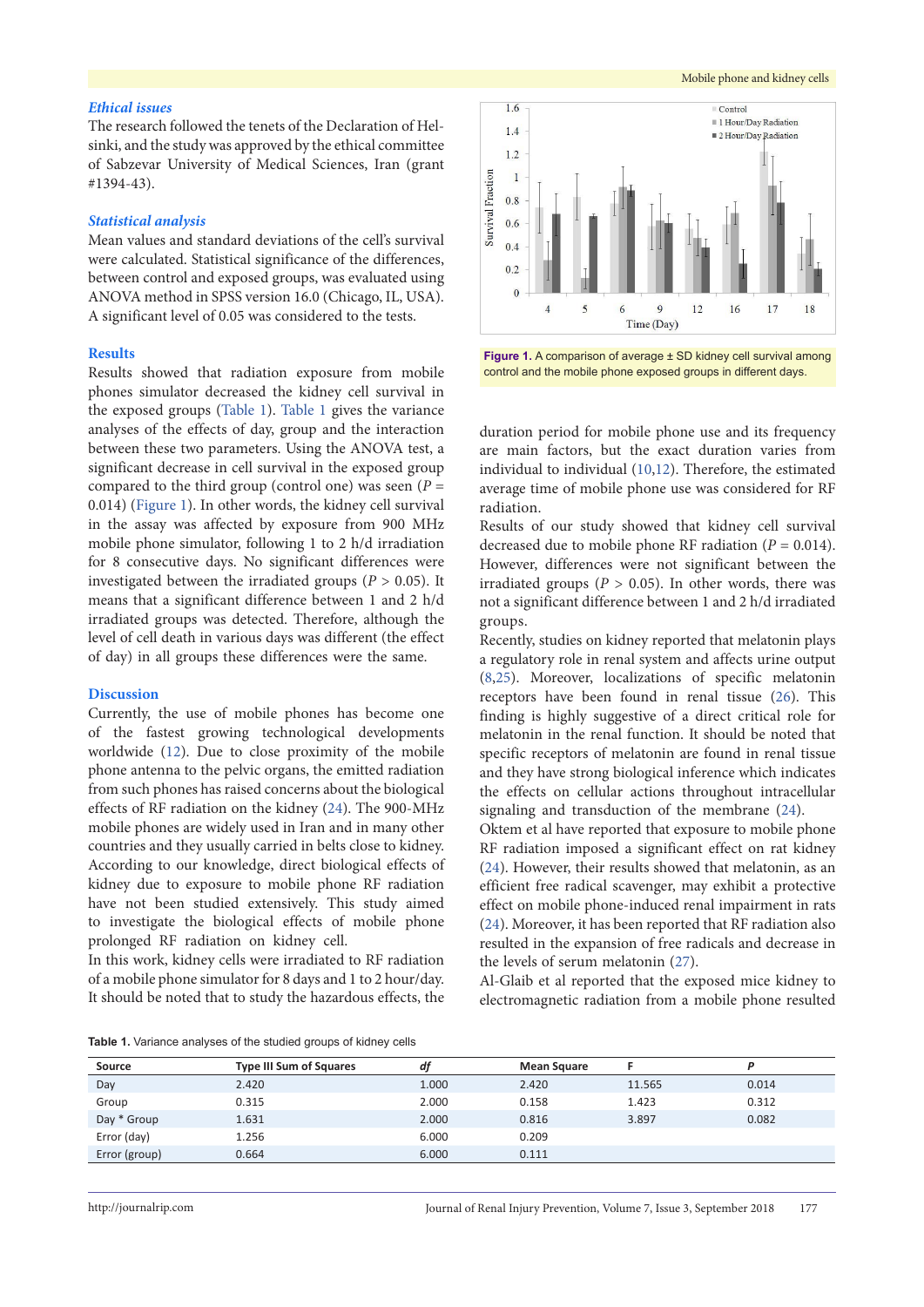### *Ethical issues*

The research followed the tenets of the Declaration of Helsinki, and the study was approved by the ethical committee of Sabzevar University of Medical Sciences, Iran (grant #1394-43).

### *Statistical analysis*

Mean values and standard deviations of the cell's survival were calculated. Statistical significance of the differences, between control and exposed groups, was evaluated using ANOVA method in SPSS version 16.0 (Chicago, IL, USA). A significant level of 0.05 was considered to the tests.

## Results

Results showed that radiation exposure from mobile phones simulator decreased the kidney cell survival in the exposed groups (Table 1). Table 1 gives the variance analyses of the effects of day, group and the interaction between these two parameters. Using the ANOVA test, a significant decrease in cell survival in the exposed group compared to the third group (control one) was seen ($P$ = 0.014) (Figure 1). In other words, the kidney cell survival in the assay was affected by exposure from 900 MHz mobile phone simulator, following 1 to 2 h/d irradiation for 8 consecutive days. No significant differences were investigated between the irradiated groups ($P$ > 0.05). It means that a significant difference between 1 and 2 h/d irradiated groups was detected. Therefore, although the level of cell death in various days was different (the effect of day) in all groups these differences were the same.

Figure 1. A comparison of average ± SD kidney cell survival among control and the mobile phone exposed groups in different days.

## Discussion

Currently, the use of mobile phones has become one of the fastest growing technological developments worldwide (12). Due to close proximity of the mobile phone antenna to the pelvic organs, the emitted radiation from such phones has raised concerns about the biological effects of RF radiation on the kidney (24). The 900-MHz mobile phones are widely used in Iran and in many other countries and they usually carried in belts close to kidney. According to our knowledge, direct biological effects of kidney due to exposure to mobile phone RF radiation have not been studied extensively. This study aimed to investigate the biological effects of mobile phone prolonged RF radiation on kidney cell.

In this work, kidney cells were irradiated to RF radiation of a mobile phone simulator for 8 days and 1 to 2 hour/day. It should be noted that to study the hazardous effects, the duration period for mobile phone use and its frequency are main factors, but the exact duration varies from individual to individual (10,12). Therefore, the estimated average time of mobile phone use was considered for RF radiation.

Results of our study showed that kidney cell survival decreased due to mobile phone RF radiation ($P$ = 0.014). However, differences were not significant between the irradiated groups ($P$ > 0.05). In other words, there was not a significant difference between 1 and 2 h/d irradiated groups.

Recently, studies on kidney reported that melatonin plays a regulatory role in renal system and affects urine output (8,25). Moreover, localizations of specific melatonin receptors have been found in renal tissue (26). This finding is highly suggestive of a direct critical role for melatonin in the renal function. It should be noted that specific receptors of melatonin are found in renal tissue and they have strong biological inference which indicates the effects on cellular actions throughout intracellular signaling and transduction of the membrane (24).

Oktem et al have reported that exposure to mobile phone RF radiation imposed a significant effect on rat kidney (24). However, their results showed that melatonin, as an efficient free radical scavenger, may exhibit a protective effect on mobile phone-induced renal impairment in rats (24). Moreover, it has been reported that RF radiation also resulted in the expansion of free radicals and decrease in the levels of serum melatonin (27).

Al-Glaib et al reported that the exposed mice kidney to electromagnetic radiation from a mobile phone resulted

Table 1. Variance analyses of the studied groups of kidney cells

| Source | Type III Sum of Squares | *df* | Mean Square | F | *P* |
|---|---|---|---|---|---|
| Day | 2.420 | 1.000 | 2.420 | 11.565 | 0.014 |
| Group | 0.315 | 2.000 | 0.158 | 1.423 | 0.312 |
| Day * Group | 1.631 | 2.000 | 0.816 | 3.897 | 0.082 |
| Error (day) | 1.256 | 6.000 | 0.209 | | |
| Error (group) | 0.664 | 6.000 | 0.111 | | |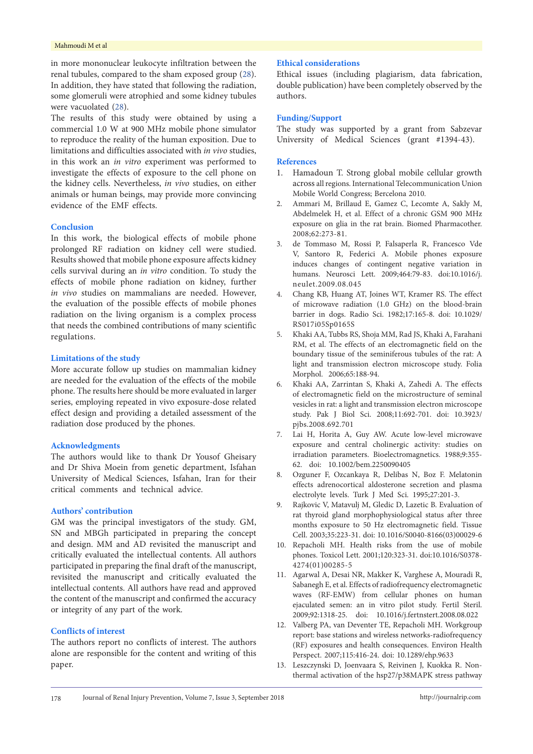in more mononuclear leukocyte infiltration between the renal tubules, compared to the sham exposed group (28). In addition, they have stated that following the radiation, some glomeruli were atrophied and some kidney tubules were vacuolated (28).

The results of this study were obtained by using a commercial 1.0 W at 900 MHz mobile phone simulator to reproduce the reality of the human exposition. Due to limitations and difficulties associated with *in vivo* studies, in this work an *in vitro* experiment was performed to investigate the effects of exposure to the cell phone on the kidney cells. Nevertheless, *in vivo* studies, on either animals or human beings, may provide more convincing evidence of the EMF effects.

## Conclusion

In this work, the biological effects of mobile phone prolonged RF radiation on kidney cell were studied. Results showed that mobile phone exposure affects kidney cells survival during an *in vitro* condition. To study the effects of mobile phone radiation on kidney, further *in vivo* studies on mammalians are needed. However, the evaluation of the possible effects of mobile phones radiation on the living organism is a complex process that needs the combined contributions of many scientific regulations.

## Limitations of the study

More accurate follow up studies on mammalian kidney are needed for the evaluation of the effects of the mobile phone. The results here should be more evaluated in larger series, employing repeated in vivo exposure-dose related effect design and providing a detailed assessment of the radiation dose produced by the phones.

## Acknowledgments

The authors would like to thank Dr Yousof Gheisary and Dr Shiva Moein from genetic department, Isfahan University of Medical Sciences, Isfahan, Iran for their critical comments and technical advice.

## Authors' contribution

GM was the principal investigators of the study. GM, SN and MBGh participated in preparing the concept and design. MM and AD revisited the manuscript and critically evaluated the intellectual contents. All authors participated in preparing the final draft of the manuscript, revisited the manuscript and critically evaluated the intellectual contents. All authors have read and approved the content of the manuscript and confirmed the accuracy or integrity of any part of the work.

## Conflicts of interest

The authors report no conflicts of interest. The authors alone are responsible for the content and writing of this paper.

## Ethical considerations

Ethical issues (including plagiarism, data fabrication, double publication) have been completely observed by the authors.

## Funding/Support

The study was supported by a grant from Sabzevar University of Medical Sciences (grant #1394-43).

## References

1. Hamadoun T. Strong global mobile cellular growth across all regions. International Telecommunication Union Mobile World Congress; Bercelona 2010.
2. Ammari M, Brillaud E, Gamez C, Lecomte A, Sakly M, Abdelmelek H, et al. Effect of a chronic GSM 900 MHz exposure on glia in the rat brain. Biomed Pharmacother. 2008;62:273-81.
3. de Tommaso M, Rossi P, Falsaperla R, Francesco Vde V, Santoro R, Federici A. Mobile phones exposure induces changes of contingent negative variation in humans. Neurosci Lett. 2009;464:79-83. doi:10.1016/j.neulet.2009.08.045
4. Chang KB, Huang AT, Joines WT, Kramer RS. The effect of microwave radiation (1.0 GHz) on the blood-brain barrier in dogs. Radio Sci. 1982;17:165-8. doi: 10.1029/RS017i05Sp0165S
5. Khaki AA, Tubbs RS, Shoja MM, Rad JS, Khaki A, Farahani RM, et al. The effects of an electromagnetic field on the boundary tissue of the seminiferous tubules of the rat: A light and transmission electron microscope study. Folia Morphol. 2006;65:188-94.
6. Khaki AA, Zarrintan S, Khaki A, Zahedi A. The effects of electromagnetic field on the microstructure of seminal vesicles in rat: a light and transmission electron microscope study. Pak J Biol Sci. 2008;11:692-701. doi: 10.3923/pjbs.2008.692.701
7. Lai H, Horita A, Guy AW. Acute low-level microwave exposure and central cholinergic activity: studies on irradiation parameters. Bioelectromagnetics. 1988;9:355-62. doi: 10.1002/bem.2250090405
8. Ozguner F, Ozcankaya R, Delibas N, Boz F. Melatonin effects adrenocortical aldosterone secretion and plasma electrolyte levels. Turk J Med Sci. 1995;27:201-3.
9. Rajkovic V, Matavulj M, Gledic D, Lazetic B. Evaluation of rat thyroid gland morphophysiological status after three months exposure to 50 Hz electromagnetic field. Tissue Cell. 2003;35:223-31. doi: 10.1016/S0040-8166(03)00029-6
10. Repacholi MH. Health risks from the use of mobile phones. Toxicol Lett. 2001;120:323-31. doi:10.1016/S0378-4274(01)00285-5
11. Agarwal A, Desai NR, Makker K, Varghese A, Mouradi R, Sabanegh E, et al. Effects of radiofrequency electromagnetic waves (RF-EMW) from cellular phones on human ejaculated semen: an in vitro pilot study. Fertil Steril. 2009;92:1318-25. doi: 10.1016/j.fertnstert.2008.08.022
12. Valberg PA, van Deventer TE, Repacholi MH. Workgroup report: base stations and wireless networks-radiofrequency (RF) exposures and health consequences. Environ Health Perspect. 2007;115:416-24. doi: 10.1289/ehp.9633
13. Leszczynski D, Joenvaara S, Reivinen J, Kuokka R. Non-thermal activation of the hsp27/p38MAPK stress pathway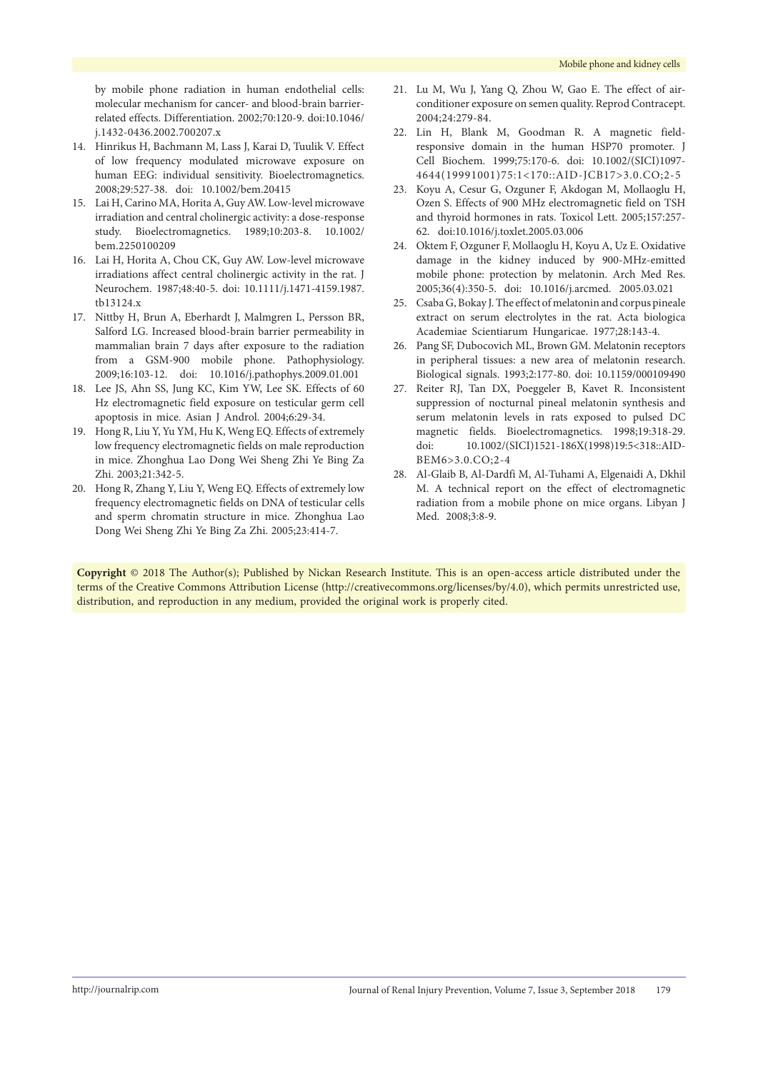by mobile phone radiation in human endothelial cells: molecular mechanism for cancer- and blood-brain barrier-related effects. Differentiation. 2002;70:120-9. doi:10.1046/j.1432-0436.2002.700207.x

14. Hinrikus H, Bachmann M, Lass J, Karai D, Tuulik V. Effect of low frequency modulated microwave exposure on human EEG: individual sensitivity. Bioelectromagnetics. 2008;29:527-38. doi: 10.1002/bem.20415
15. Lai H, Carino MA, Horita A, Guy AW. Low-level microwave irradiation and central cholinergic activity: a dose-response study. Bioelectromagnetics. 1989;10:203-8. 10.1002/bem.2250100209
16. Lai H, Horita A, Chou CK, Guy AW. Low-level microwave irradiations affect central cholinergic activity in the rat. J Neurochem. 1987;48:40-5. doi: 10.1111/j.1471-4159.1987.tb13124.x
17. Nittby H, Brun A, Eberhardt J, Malmgren L, Persson BR, Salford LG. Increased blood-brain barrier permeability in mammalian brain 7 days after exposure to the radiation from a GSM-900 mobile phone. Pathophysiology. 2009;16:103-12. doi: 10.1016/j.pathophys.2009.01.001
18. Lee JS, Ahn SS, Jung KC, Kim YW, Lee SK. Effects of 60 Hz electromagnetic field exposure on testicular germ cell apoptosis in mice. Asian J Androl. 2004;6:29-34.
19. Hong R, Liu Y, Yu YM, Hu K, Weng EQ. Effects of extremely low frequency electromagnetic fields on male reproduction in mice. Zhonghua Lao Dong Wei Sheng Zhi Ye Bing Za Zhi. 2003;21:342-5.
20. Hong R, Zhang Y, Liu Y, Weng EQ. Effects of extremely low frequency electromagnetic fields on DNA of testicular cells and sperm chromatin structure in mice. Zhonghua Lao Dong Wei Sheng Zhi Ye Bing Za Zhi. 2005;23:414-7.
21. Lu M, Wu J, Yang Q, Zhou W, Gao E. The effect of air-conditioner exposure on semen quality. Reprod Contracept. 2004;24:279-84.
22. Lin H, Blank M, Goodman R. A magnetic field-responsive domain in the human HSP70 promoter. J Cell Biochem. 1999;75:170-6. doi: 10.1002/(SICI)1097-4644(19991001)75:1<170::AID-JCB17>3.0.CO;2-5
23. Koyu A, Cesur G, Ozguner F, Akdogan M, Mollaoglu H, Ozen S. Effects of 900 MHz electromagnetic field on TSH and thyroid hormones in rats. Toxicol Lett. 2005;157:257-62. doi:10.1016/j.toxlet.2005.03.006
24. Oktem F, Ozguner F, Mollaoglu H, Koyu A, Uz E. Oxidative damage in the kidney induced by 900-MHz-emitted mobile phone: protection by melatonin. Arch Med Res. 2005;36(4):350-5. doi: 10.1016/j.arcmed. 2005.03.021
25. Csaba G, Bokay J. The effect of melatonin and corpus pineale extract on serum electrolytes in the rat. Acta biologica Academiae Scientiarum Hungaricae. 1977;28:143-4.
26. Pang SF, Dubocovich ML, Brown GM. Melatonin receptors in peripheral tissues: a new area of melatonin research. Biological signals. 1993;2:177-80. doi: 10.1159/000109490
27. Reiter RJ, Tan DX, Poeggeler B, Kavet R. Inconsistent suppression of nocturnal pineal melatonin synthesis and serum melatonin levels in rats exposed to pulsed DC magnetic fields. Bioelectromagnetics. 1998;19:318-29. doi: 10.1002/(SICI)1521-186X(1998)19:5<318::AID-BEM6>3.0.CO;2-4
28. Al-Glaib B, Al-Dardfi M, Al-Tuhami A, Elgenaidi A, Dkhil M. A technical report on the effect of electromagnetic radiation from a mobile phone on mice organs. Libyan J Med. 2008;3:8-9.

**Copyright** © 2018 The Author(s); Published by Nickan Research Institute. This is an open-access article distributed under the terms of the Creative Commons Attribution License (http://creativecommons.org/licenses/by/4.0), which permits unrestricted use, distribution, and reproduction in any medium, provided the original work is properly cited.